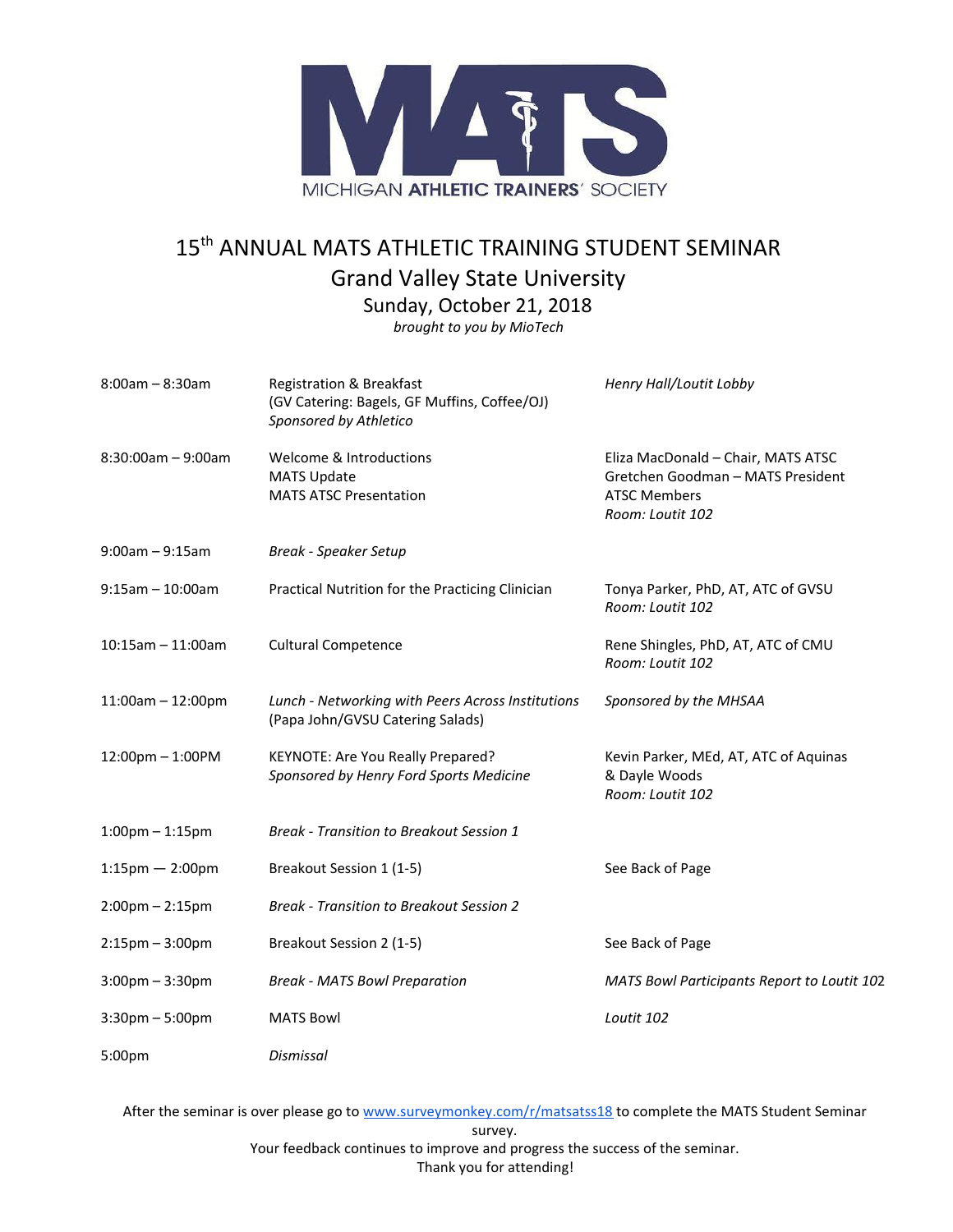MICHIGAN ATHLETIC TRAINERS' SOCIETY

# 15th ANNUAL MATS ATHLETIC TRAINING STUDENT SEMINAR

## Grand Valley State University

### Sunday, October 21, 2018

*brought to you by MioTech*

| | | |
|---|---|---|
| 8:00am – 8:30am | Registration & Breakfast<br>(GV Catering: Bagels, GF Muffins, Coffee/OJ)<br>*Sponsored by Athletico* | *Henry Hall/Loutit Lobby* |
| 8:30:00am – 9:00am | Welcome & Introductions<br>MATS Update<br>MATS ATSC Presentation | Eliza MacDonald – Chair, MATS ATSC<br>Gretchen Goodman – MATS President<br>ATSC Members<br>*Room: Loutit 102* |
| 9:00am – 9:15am | *Break - Speaker Setup* | |
| 9:15am – 10:00am | Practical Nutrition for the Practicing Clinician | Tonya Parker, PhD, AT, ATC of GVSU<br>*Room: Loutit 102* |
| 10:15am – 11:00am | Cultural Competence | Rene Shingles, PhD, AT, ATC of CMU<br>*Room: Loutit 102* |
| 11:00am – 12:00pm | *Lunch - Networking with Peers Across Institutions*<br>(Papa John/GVSU Catering Salads) | *Sponsored by the MHSAA* |
| 12:00pm – 1:00PM | KEYNOTE: Are You Really Prepared?<br>*Sponsored by Henry Ford Sports Medicine* | Kevin Parker, MEd, AT, ATC of Aquinas<br>& Dayle Woods<br>*Room: Loutit 102* |
| 1:00pm – 1:15pm | *Break - Transition to Breakout Session 1* | |
| 1:15pm — 2:00pm | Breakout Session 1 (1-5) | See Back of Page |
| 2:00pm – 2:15pm | *Break - Transition to Breakout Session 2* | |
| 2:15pm – 3:00pm | Breakout Session 2 (1-5) | See Back of Page |
| 3:00pm – 3:30pm | *Break - MATS Bowl Preparation* | *MATS Bowl Participants Report to Loutit 102* |
| 3:30pm – 5:00pm | MATS Bowl | *Loutit 102* |
| 5:00pm | *Dismissal* | |

After the seminar is over please go to www.surveymonkey.com/r/matsatss18 to complete the MATS Student Seminar survey.

Your feedback continues to improve and progress the success of the seminar.

Thank you for attending!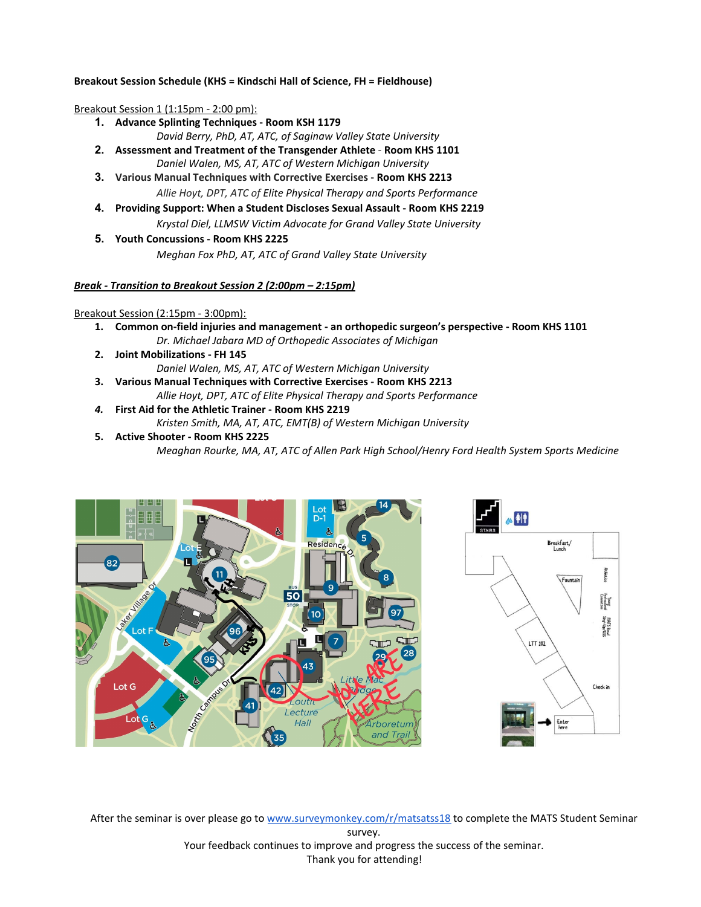**Breakout Session Schedule (KHS = Kindschi Hall of Science, FH = Fieldhouse)**

Breakout Session 1 (1:15pm - 2:00 pm):

1. **Advance Splinting Techniques - Room KSH 1179**
   *David Berry, PhD, AT, ATC, of Saginaw Valley State University*
2. **Assessment and Treatment of the Transgender Athlete - Room KHS 1101**
   *Daniel Walen, MS, AT, ATC of Western Michigan University*
3. **Various Manual Techniques with Corrective Exercises - Room KHS 2213**
   *Allie Hoyt, DPT, ATC of Elite Physical Therapy and Sports Performance*
4. **Providing Support: When a Student Discloses Sexual Assault - Room KHS 2219**
   *Krystal Diel, LLMSW Victim Advocate for Grand Valley State University*
5. **Youth Concussions - Room KHS 2225**
   *Meghan Fox PhD, AT, ATC of Grand Valley State University*

***Break - Transition to Breakout Session 2 (2:00pm – 2:15pm)***

Breakout Session (2:15pm - 3:00pm):

1. **Common on-field injuries and management - an orthopedic surgeon's perspective - Room KHS 1101**
   *Dr. Michael Jabara MD of Orthopedic Associates of Michigan*
2. **Joint Mobilizations - FH 145**
   *Daniel Walen, MS, AT, ATC of Western Michigan University*
3. **Various Manual Techniques with Corrective Exercises - Room KHS 2213**
   *Allie Hoyt, DPT, ATC of Elite Physical Therapy and Sports Performance*
4. **First Aid for the Athletic Trainer - Room KHS 2219**
   *Kristen Smith, MA, AT, ATC, EMT(B) of Western Michigan University*
5. **Active Shooter - Room KHS 2225**
   *Meaghan Rourke, MA, AT, ATC of Allen Park High School/Henry Ford Health System Sports Medicine*

After the seminar is over please go to www.surveymonkey.com/r/matsatss18 to complete the MATS Student Seminar survey.

Your feedback continues to improve and progress the success of the seminar.

Thank you for attending!